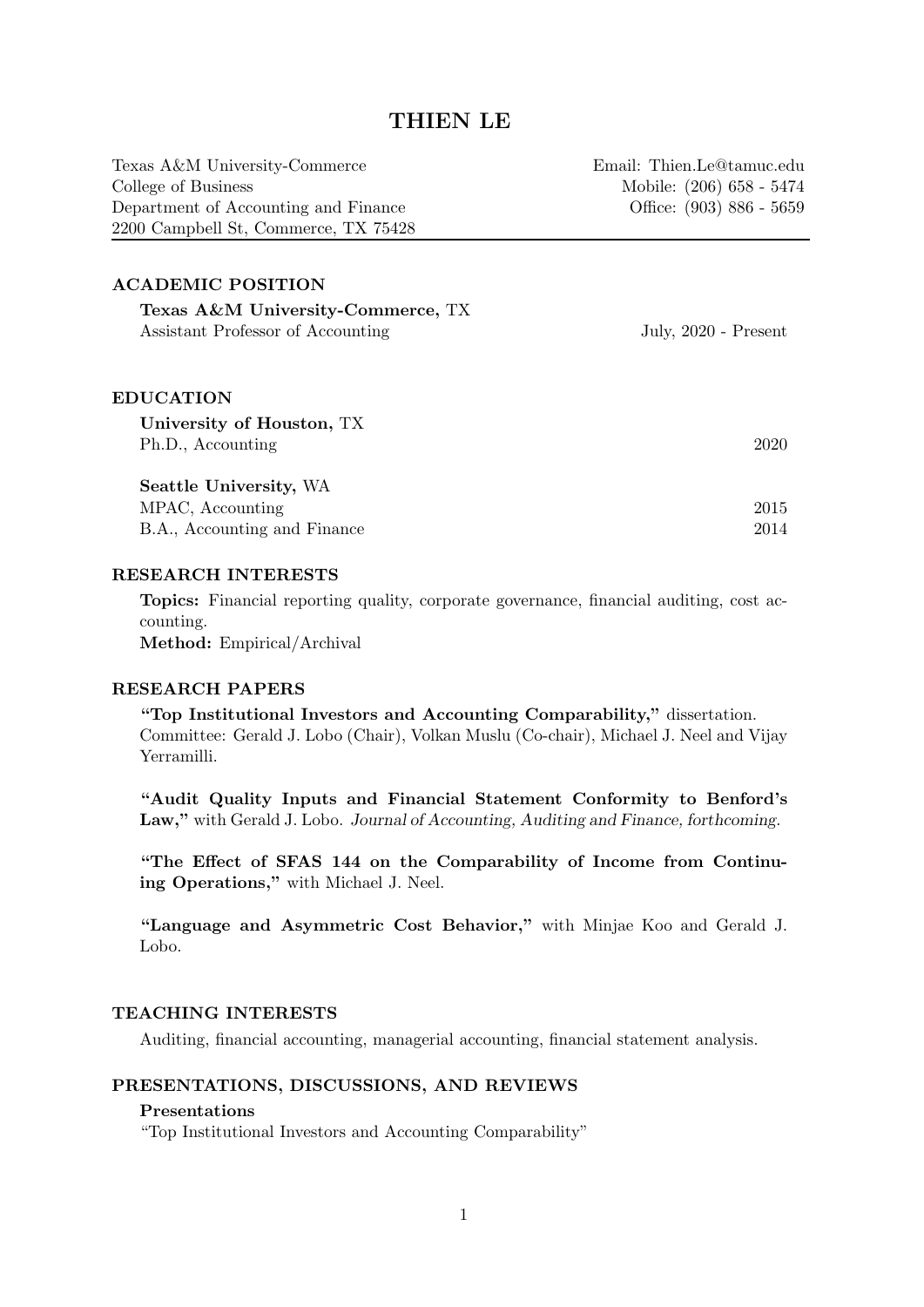# THIEN LE

Texas A&M University-Commerce
College of Business
Department of Accounting and Finance
2200 Campbell St, Commerce, TX 75428

Email: Thien.Le@tamuc.edu
Mobile: (206) 658 - 5474
Office: (903) 886 - 5659

## ACADEMIC POSITION

**Texas A&M University-Commerce,** TX
Assistant Professor of Accounting — July, 2020 - Present

## EDUCATION

**University of Houston,** TX
Ph.D., Accounting — 2020

**Seattle University,** WA
MPAC, Accounting — 2015
B.A., Accounting and Finance — 2014

## RESEARCH INTERESTS

**Topics:** Financial reporting quality, corporate governance, financial auditing, cost accounting.
**Method:** Empirical/Archival

## RESEARCH PAPERS

**"Top Institutional Investors and Accounting Comparability,"** dissertation.
Committee: Gerald J. Lobo (Chair), Volkan Muslu (Co-chair), Michael J. Neel and Vijay Yerramilli.

**"Audit Quality Inputs and Financial Statement Conformity to Benford's Law,"** with Gerald J. Lobo. *Journal of Accounting, Auditing and Finance, forthcoming.*

**"The Effect of SFAS 144 on the Comparability of Income from Continuing Operations,"** with Michael J. Neel.

**"Language and Asymmetric Cost Behavior,"** with Minjae Koo and Gerald J. Lobo.

## TEACHING INTERESTS

Auditing, financial accounting, managerial accounting, financial statement analysis.

## PRESENTATIONS, DISCUSSIONS, AND REVIEWS

**Presentations**

"Top Institutional Investors and Accounting Comparability"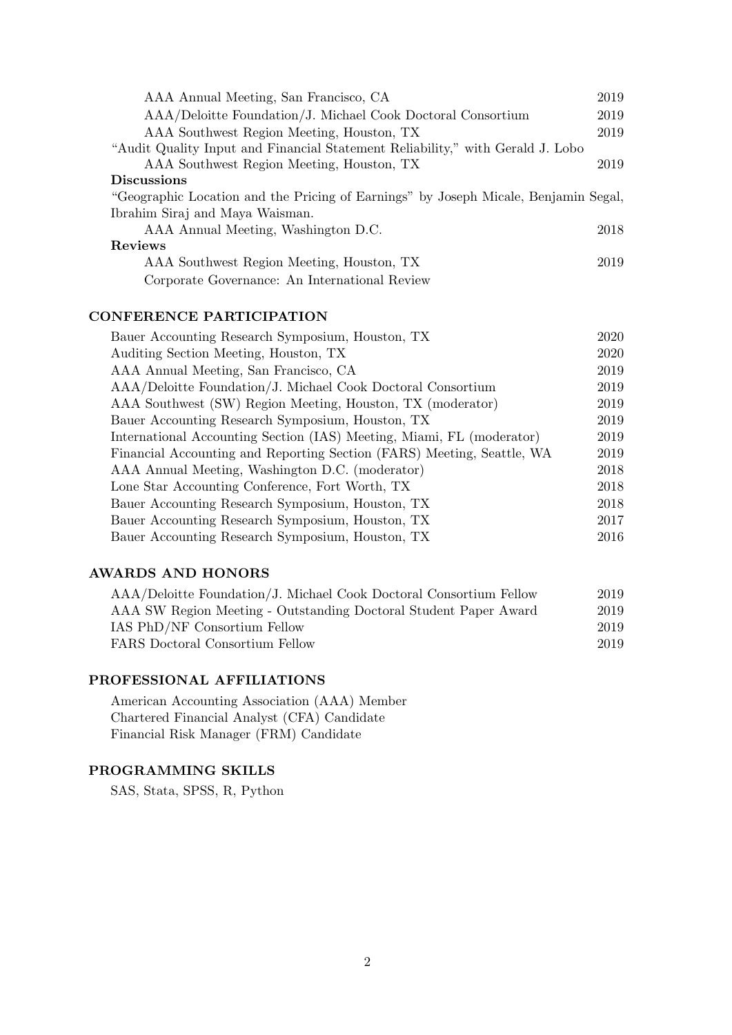AAA Annual Meeting, San Francisco, CA 2019
AAA/Deloitte Foundation/J. Michael Cook Doctoral Consortium 2019
AAA Southwest Region Meeting, Houston, TX 2019

"Audit Quality Input and Financial Statement Reliability," with Gerald J. Lobo
AAA Southwest Region Meeting, Houston, TX 2019

**Discussions**

"Geographic Location and the Pricing of Earnings" by Joseph Micale, Benjamin Segal, Ibrahim Siraj and Maya Waisman.
AAA Annual Meeting, Washington D.C. 2018

**Reviews**

AAA Southwest Region Meeting, Houston, TX 2019
Corporate Governance: An International Review

## CONFERENCE PARTICIPATION

| | |
|---|---|
| Bauer Accounting Research Symposium, Houston, TX | 2020 |
| Auditing Section Meeting, Houston, TX | 2020 |
| AAA Annual Meeting, San Francisco, CA | 2019 |
| AAA/Deloitte Foundation/J. Michael Cook Doctoral Consortium | 2019 |
| AAA Southwest (SW) Region Meeting, Houston, TX (moderator) | 2019 |
| Bauer Accounting Research Symposium, Houston, TX | 2019 |
| International Accounting Section (IAS) Meeting, Miami, FL (moderator) | 2019 |
| Financial Accounting and Reporting Section (FARS) Meeting, Seattle, WA | 2019 |
| AAA Annual Meeting, Washington D.C. (moderator) | 2018 |
| Lone Star Accounting Conference, Fort Worth, TX | 2018 |
| Bauer Accounting Research Symposium, Houston, TX | 2018 |
| Bauer Accounting Research Symposium, Houston, TX | 2017 |
| Bauer Accounting Research Symposium, Houston, TX | 2016 |

## AWARDS AND HONORS

| | |
|---|---|
| AAA/Deloitte Foundation/J. Michael Cook Doctoral Consortium Fellow | 2019 |
| AAA SW Region Meeting - Outstanding Doctoral Student Paper Award | 2019 |
| IAS PhD/NF Consortium Fellow | 2019 |
| FARS Doctoral Consortium Fellow | 2019 |

## PROFESSIONAL AFFILIATIONS

American Accounting Association (AAA) Member
Chartered Financial Analyst (CFA) Candidate
Financial Risk Manager (FRM) Candidate

## PROGRAMMING SKILLS

SAS, Stata, SPSS, R, Python